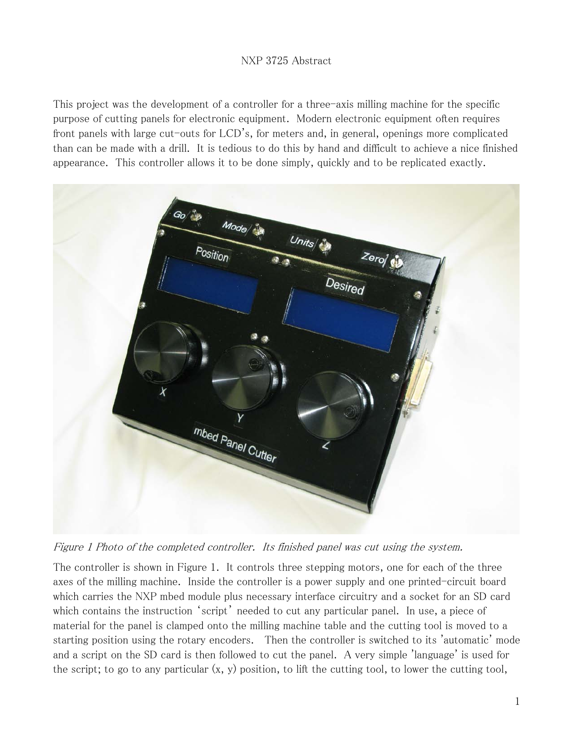NXP 3725 Abstract

This project was the development of a controller for a three-axis milling machine for the specific purpose of cutting panels for electronic equipment. Modern electronic equipment often requires front panels with large cut-outs for LCD's, for meters and, in general, openings more complicated than can be made with a drill. It is tedious to do this by hand and difficult to achieve a nice finished appearance. This controller allows it to be done simply, quickly and to be replicated exactly.

*Figure 1 Photo of the completed controller. Its finished panel was cut using the system.*

The controller is shown in Figure 1. It controls three stepping motors, one for each of the three axes of the milling machine. Inside the controller is a power supply and one printed-circuit board which carries the NXP mbed module plus necessary interface circuitry and a socket for an SD card which contains the instruction 'script' needed to cut any particular panel. In use, a piece of material for the panel is clamped onto the milling machine table and the cutting tool is moved to a starting position using the rotary encoders. Then the controller is switched to its 'automatic' mode and a script on the SD card is then followed to cut the panel. A very simple 'language' is used for the script; to go to any particular (x, y) position, to lift the cutting tool, to lower the cutting tool,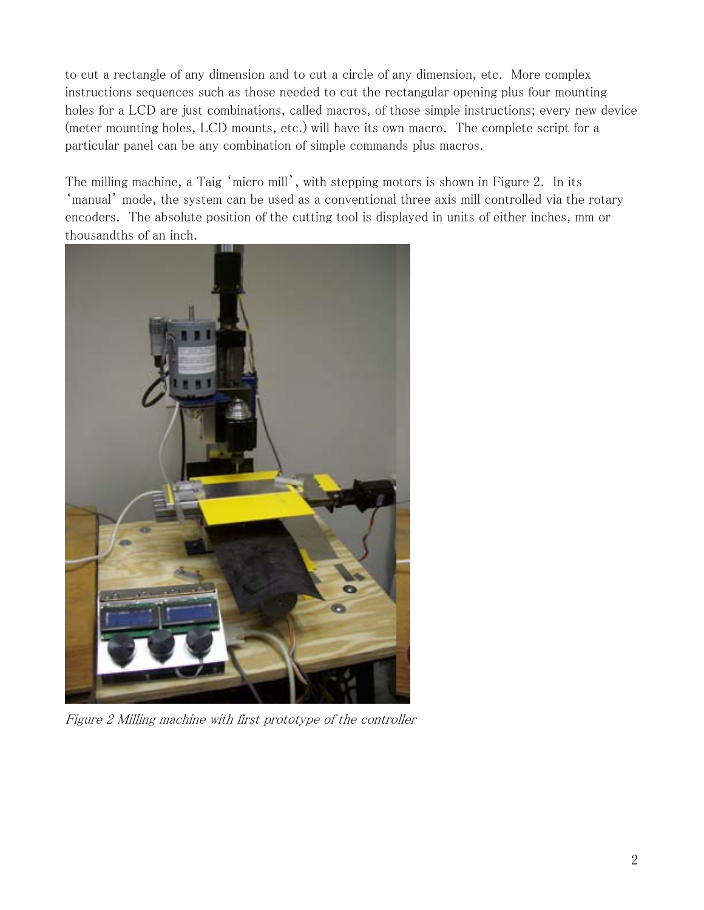to cut a rectangle of any dimension and to cut a circle of any dimension, etc. More complex instructions sequences such as those needed to cut the rectangular opening plus four mounting holes for a LCD are just combinations, called macros, of those simple instructions; every new device (meter mounting holes, LCD mounts, etc.) will have its own macro. The complete script for a particular panel can be any combination of simple commands plus macros.

The milling machine, a Taig 'micro mill', with stepping motors is shown in Figure 2. In its 'manual' mode, the system can be used as a conventional three axis mill controlled via the rotary encoders. The absolute position of the cutting tool is displayed in units of either inches, mm or thousandths of an inch.

*Figure 2 Milling machine with first prototype of the controller*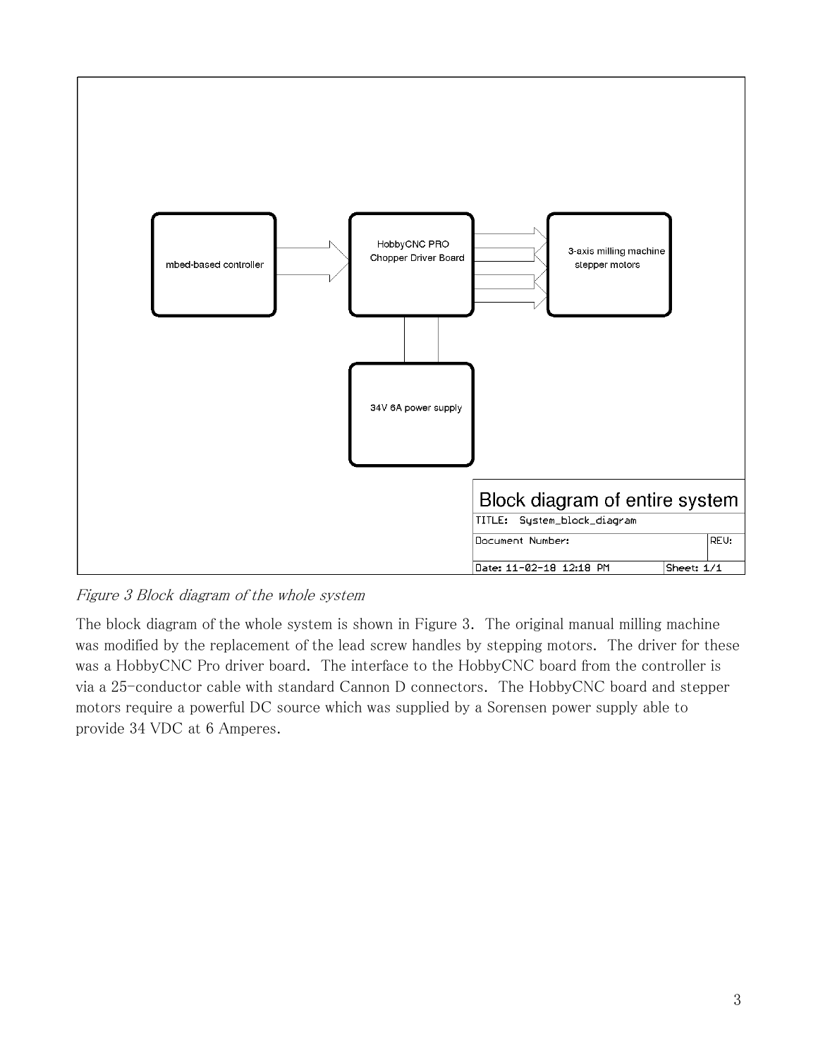mbed-based controller

HobbyCNC PRO Chopper Driver Board

3-axis milling machine stepper motors

34V 6A power supply

Block diagram of entire system

TITLE: System_block_diagram

Document Number:

REV:

Date: 11-02-18 12:18 PM

Sheet: 1/1

*Figure 3 Block diagram of the whole system*

The block diagram of the whole system is shown in Figure 3. The original manual milling machine was modified by the replacement of the lead screw handles by stepping motors. The driver for these was a HobbyCNC Pro driver board. The interface to the HobbyCNC board from the controller is via a 25-conductor cable with standard Cannon D connectors. The HobbyCNC board and stepper motors require a powerful DC source which was supplied by a Sorensen power supply able to provide 34 VDC at 6 Amperes.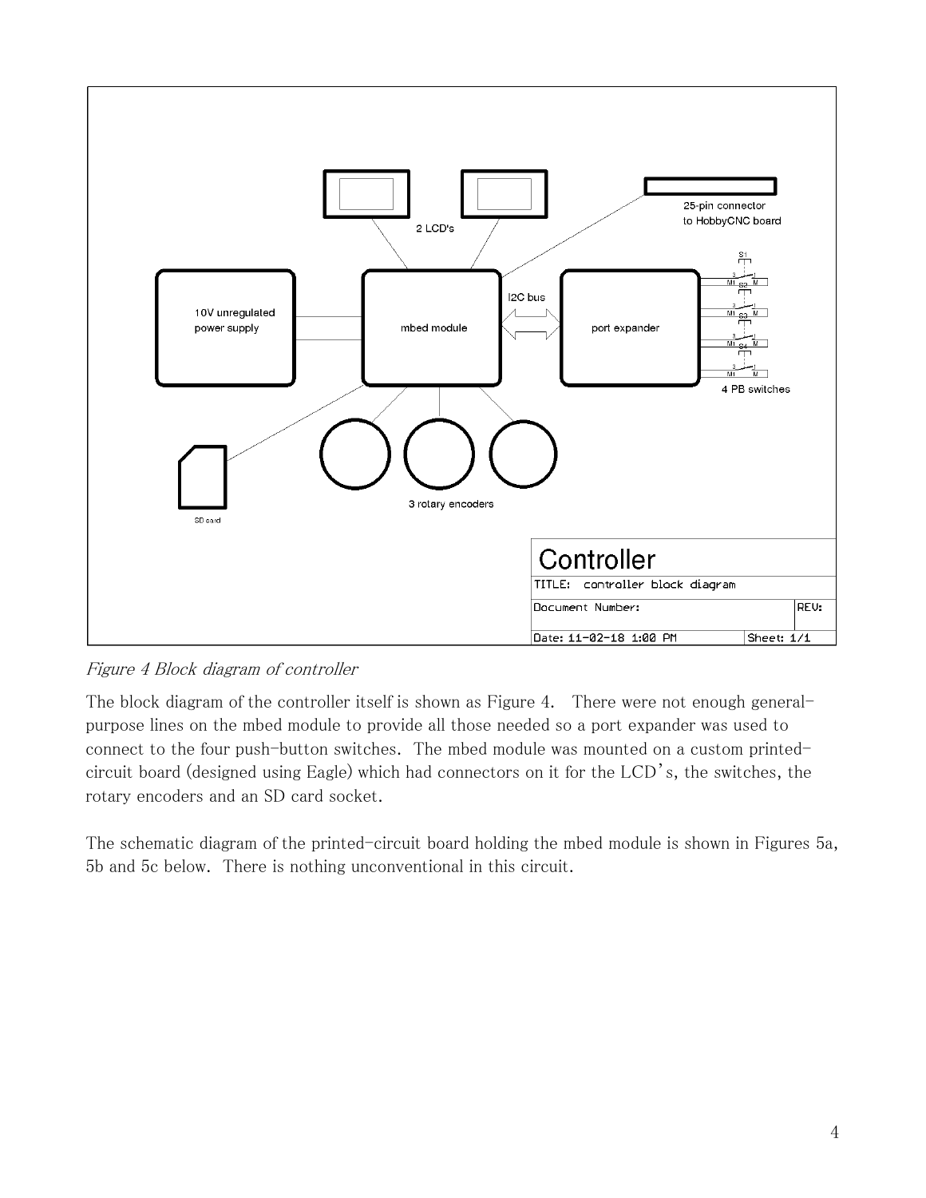*Figure 4 Block diagram of controller*

The block diagram of the controller itself is shown as Figure 4. There were not enough general-purpose lines on the mbed module to provide all those needed so a port expander was used to connect to the four push-button switches. The mbed module was mounted on a custom printed-circuit board (designed using Eagle) which had connectors on it for the LCD's, the switches, the rotary encoders and an SD card socket.

The schematic diagram of the printed-circuit board holding the mbed module is shown in Figures 5a, 5b and 5c below. There is nothing unconventional in this circuit.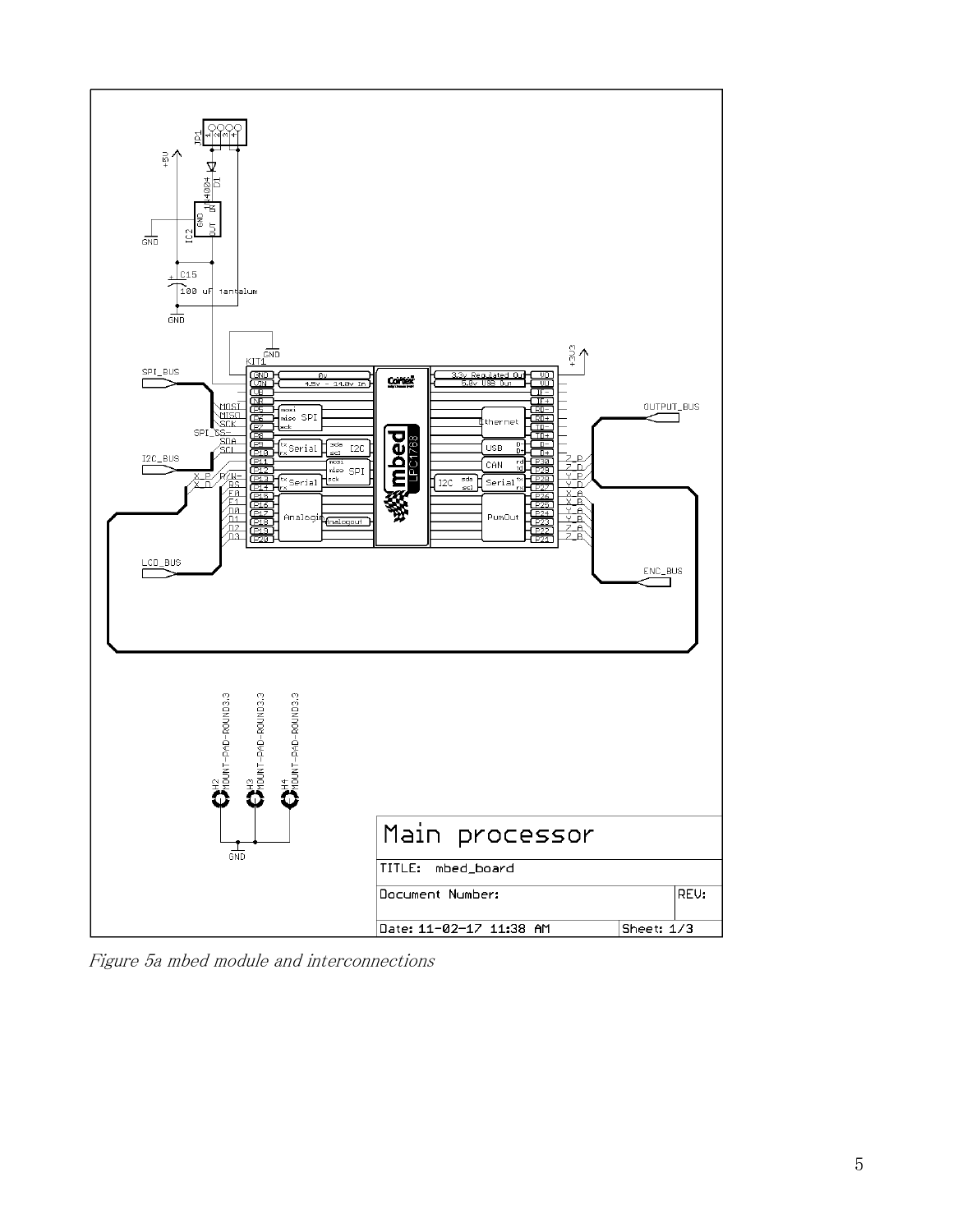*Figure 5a mbed module and interconnections*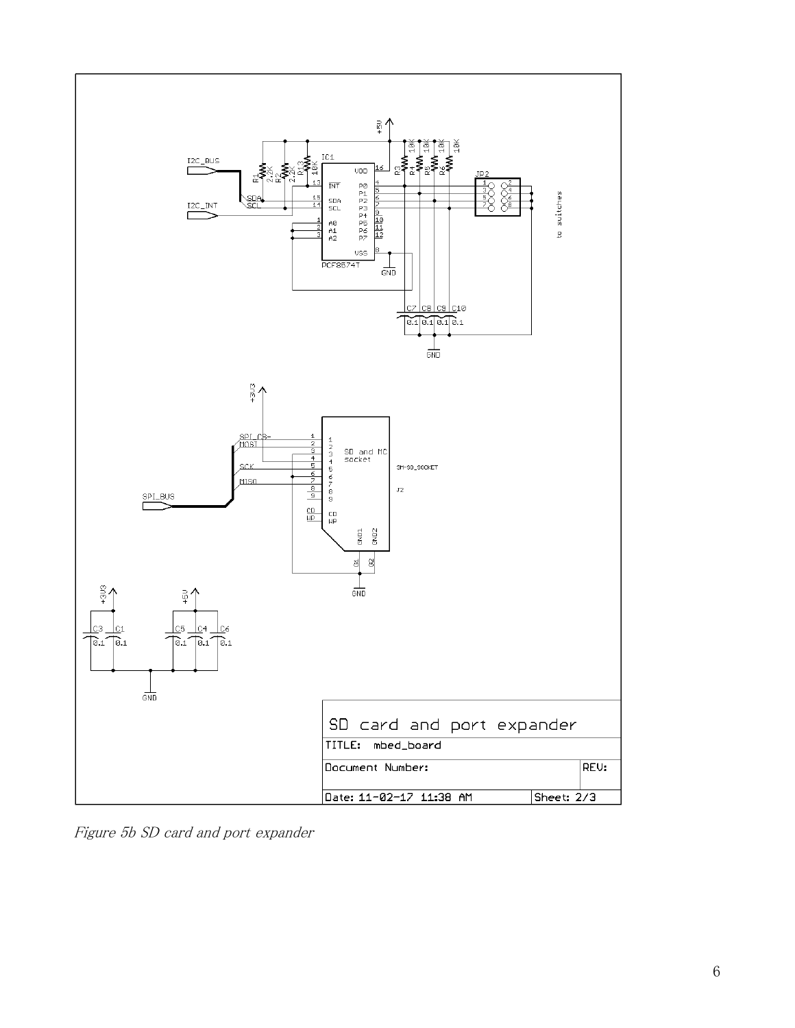*Figure 5b SD card and port expander*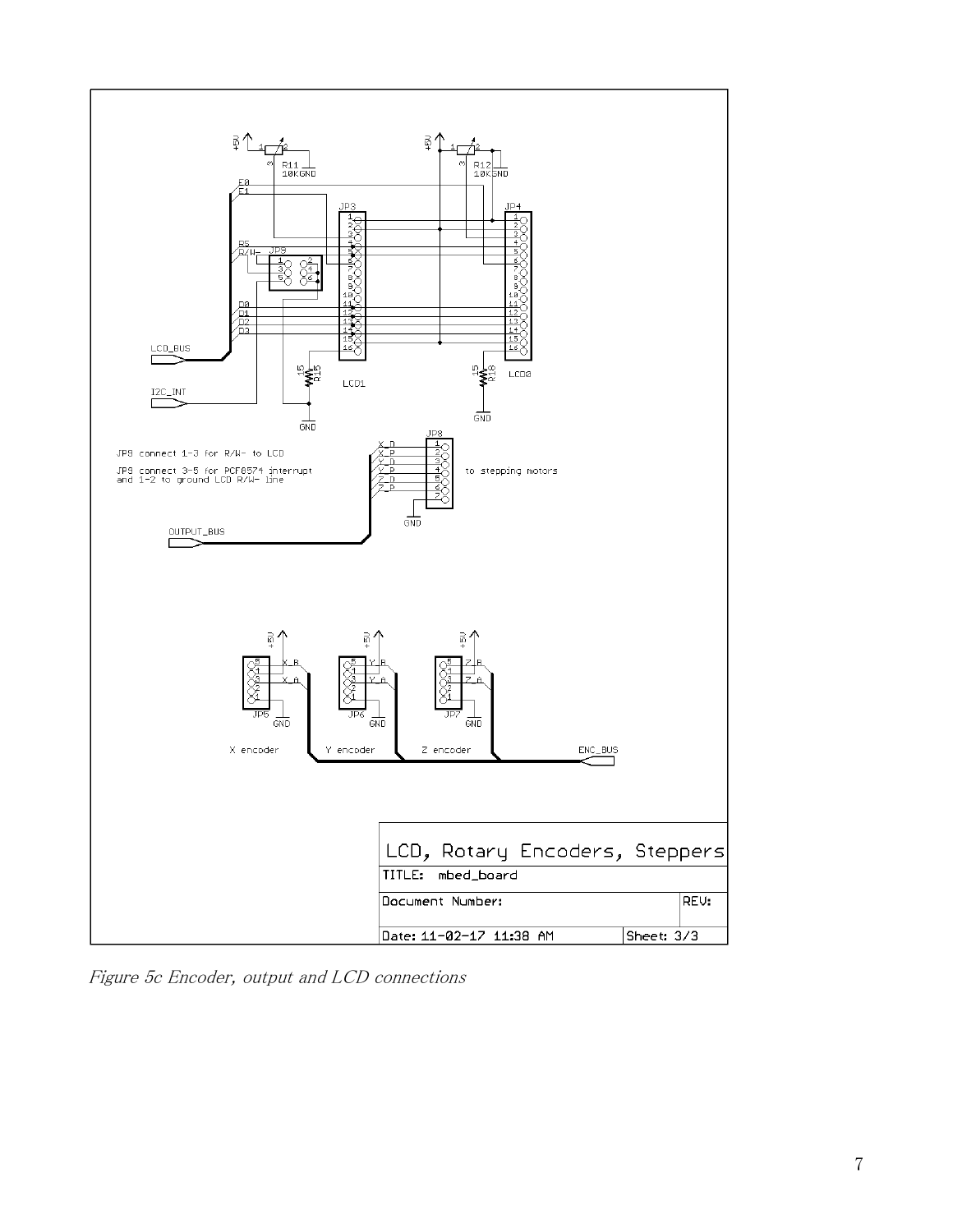Figure 5c Encoder, output and LCD connections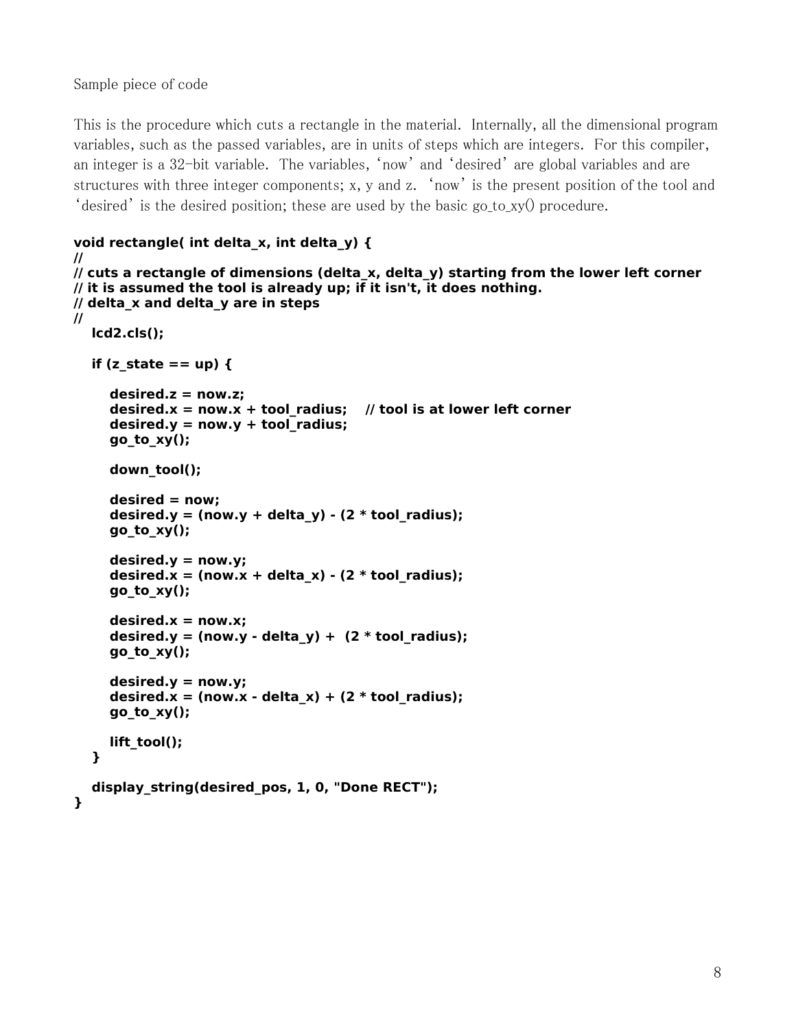Sample piece of code

This is the procedure which cuts a rectangle in the material. Internally, all the dimensional program variables, such as the passed variables, are in units of steps which are integers. For this compiler, an integer is a 32-bit variable. The variables, 'now' and 'desired' are global variables and are structures with three integer components; x, y and z. 'now' is the present position of the tool and 'desired' is the desired position; these are used by the basic go_to_xy() procedure.

```
void rectangle( int delta_x, int delta_y) {
//
// cuts a rectangle of dimensions (delta_x, delta_y) starting from the lower left corner
// it is assumed the tool is already up; if it isn't, it does nothing.
// delta_x and delta_y are in steps
//
   lcd2.cls();

   if (z_state == up) {

      desired.z = now.z;
      desired.x = now.x + tool_radius;    // tool is at lower left corner
      desired.y = now.y + tool_radius;
      go_to_xy();

      down_tool();

      desired = now;
      desired.y = (now.y + delta_y) - (2 * tool_radius);
      go_to_xy();

      desired.y = now.y;
      desired.x = (now.x + delta_x) - (2 * tool_radius);
      go_to_xy();

      desired.x = now.x;
      desired.y = (now.y - delta_y) +  (2 * tool_radius);
      go_to_xy();

      desired.y = now.y;
      desired.x = (now.x - delta_x) + (2 * tool_radius);
      go_to_xy();

      lift_tool();
   }

   display_string(desired_pos, 1, 0, "Done RECT");
}
```